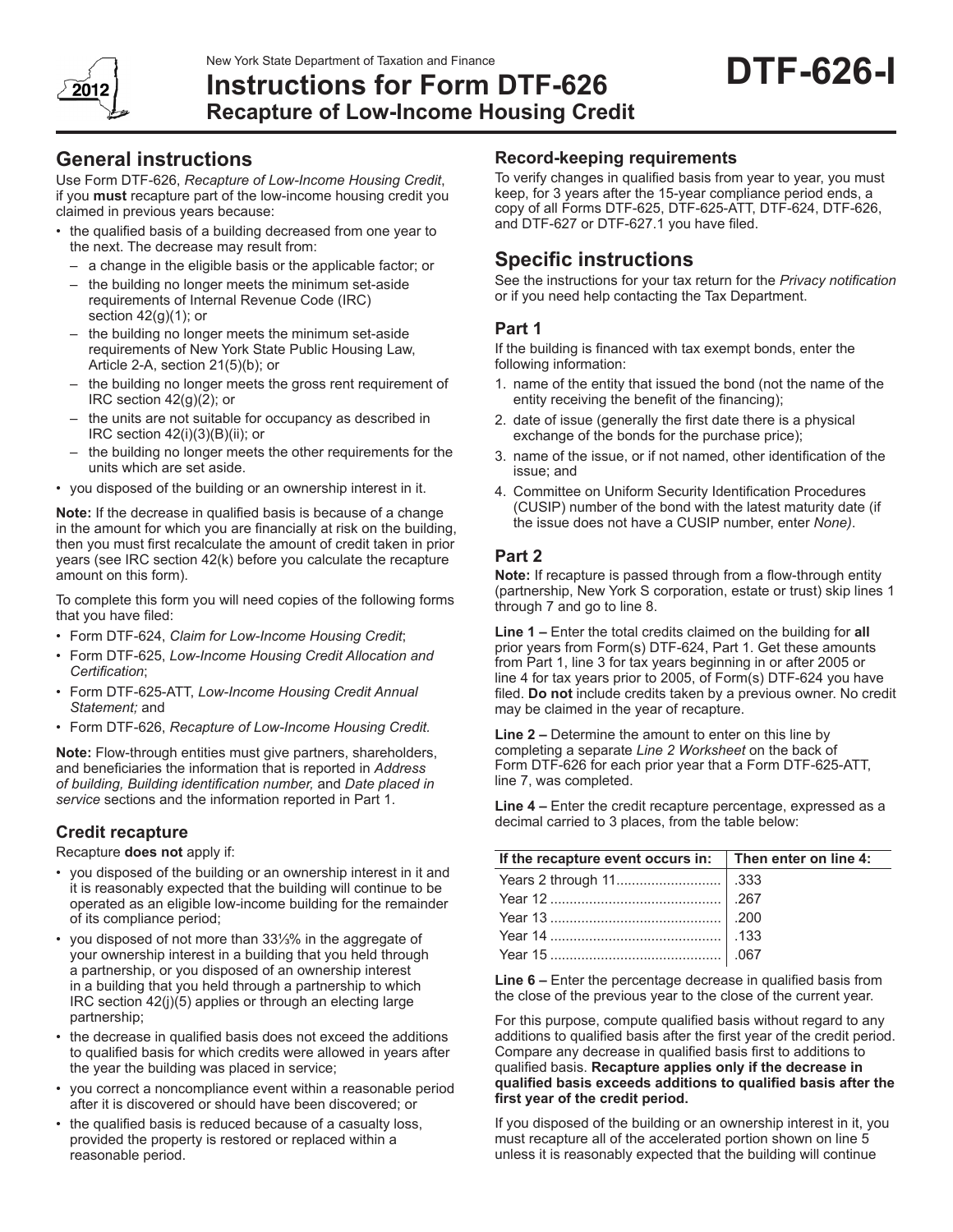New York State Department of Taxation and Finance

# Instructions for Form DTF-626
## Recapture of Low-Income Housing Credit

**DTF-626-I**

2012

## General instructions

Use Form DTF-626, *Recapture of Low-Income Housing Credit*, if you **must** recapture part of the low-income housing credit you claimed in previous years because:

- the qualified basis of a building decreased from one year to the next. The decrease may result from:
  - a change in the eligible basis or the applicable factor; or
  - the building no longer meets the minimum set-aside requirements of Internal Revenue Code (IRC) section 42(g)(1); or
  - the building no longer meets the minimum set-aside requirements of New York State Public Housing Law, Article 2-A, section 21(5)(b); or
  - the building no longer meets the gross rent requirement of IRC section 42(g)(2); or
  - the units are not suitable for occupancy as described in IRC section 42(i)(3)(B)(ii); or
  - the building no longer meets the other requirements for the units which are set aside.
- you disposed of the building or an ownership interest in it.

**Note:** If the decrease in qualified basis is because of a change in the amount for which you are financially at risk on the building, then you must first recalculate the amount of credit taken in prior years (see IRC section 42(k) before you calculate the recapture amount on this form).

To complete this form you will need copies of the following forms that you have filed:

- Form DTF-624, *Claim for Low-Income Housing Credit*;
- Form DTF-625, *Low-Income Housing Credit Allocation and Certification*;
- Form DTF-625-ATT, *Low-Income Housing Credit Annual Statement;* and
- Form DTF-626, *Recapture of Low-Income Housing Credit.*

**Note:** Flow-through entities must give partners, shareholders, and beneficiaries the information that is reported in *Address of building, Building identification number,* and *Date placed in service* sections and the information reported in Part 1.

### Credit recapture

Recapture **does not** apply if:

- you disposed of the building or an ownership interest in it and it is reasonably expected that the building will continue to be operated as an eligible low-income building for the remainder of its compliance period;
- you disposed of not more than 33⅓% in the aggregate of your ownership interest in a building that you held through a partnership, or you disposed of an ownership interest in a building that you held through a partnership to which IRC section 42(j)(5) applies or through an electing large partnership;
- the decrease in qualified basis does not exceed the additions to qualified basis for which credits were allowed in years after the year the building was placed in service;
- you correct a noncompliance event within a reasonable period after it is discovered or should have been discovered; or
- the qualified basis is reduced because of a casualty loss, provided the property is restored or replaced within a reasonable period.

### Record-keeping requirements

To verify changes in qualified basis from year to year, you must keep, for 3 years after the 15-year compliance period ends, a copy of all Forms DTF-625, DTF-625-ATT, DTF-624, DTF-626, and DTF-627 or DTF-627.1 you have filed.

## Specific instructions

See the instructions for your tax return for the *Privacy notification* or if you need help contacting the Tax Department.

### Part 1

If the building is financed with tax exempt bonds, enter the following information:

1. name of the entity that issued the bond (not the name of the entity receiving the benefit of the financing);
2. date of issue (generally the first date there is a physical exchange of the bonds for the purchase price);
3. name of the issue, or if not named, other identification of the issue; and
4. Committee on Uniform Security Identification Procedures (CUSIP) number of the bond with the latest maturity date (if the issue does not have a CUSIP number, enter *None)*.

### Part 2

**Note:** If recapture is passed through from a flow-through entity (partnership, New York S corporation, estate or trust) skip lines 1 through 7 and go to line 8.

**Line 1 –** Enter the total credits claimed on the building for **all** prior years from Form(s) DTF-624, Part 1. Get these amounts from Part 1, line 3 for tax years beginning in or after 2005 or line 4 for tax years prior to 2005, of Form(s) DTF-624 you have filed. **Do not** include credits taken by a previous owner. No credit may be claimed in the year of recapture.

**Line 2 –** Determine the amount to enter on this line by completing a separate *Line 2 Worksheet* on the back of Form DTF-626 for each prior year that a Form DTF-625-ATT, line 7, was completed.

**Line 4 –** Enter the credit recapture percentage, expressed as a decimal carried to 3 places, from the table below:

| If the recapture event occurs in: | Then enter on line 4: |
|---|---|
| Years 2 through 11 | .333 |
| Year 12 | .267 |
| Year 13 | .200 |
| Year 14 | .133 |
| Year 15 | .067 |

**Line 6 –** Enter the percentage decrease in qualified basis from the close of the previous year to the close of the current year.

For this purpose, compute qualified basis without regard to any additions to qualified basis after the first year of the credit period. Compare any decrease in qualified basis first to additions to qualified basis. **Recapture applies only if the decrease in qualified basis exceeds additions to qualified basis after the first year of the credit period.**

If you disposed of the building or an ownership interest in it, you must recapture all of the accelerated portion shown on line 5 unless it is reasonably expected that the building will continue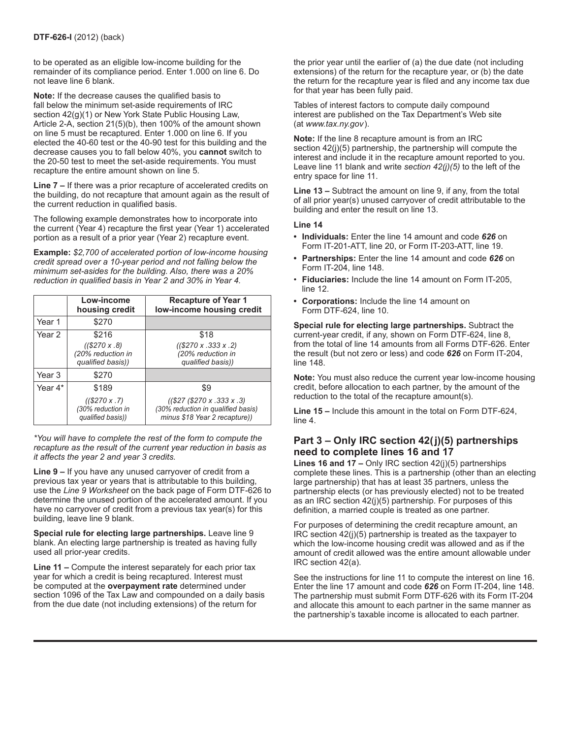to be operated as an eligible low-income building for the remainder of its compliance period. Enter 1.000 on line 6. Do not leave line 6 blank.

**Note:** If the decrease causes the qualified basis to fall below the minimum set-aside requirements of IRC section 42(g)(1) or New York State Public Housing Law, Article 2-A, section 21(5)(b), then 100% of the amount shown on line 5 must be recaptured. Enter 1.000 on line 6. If you elected the 40-60 test or the 40-90 test for this building and the decrease causes you to fall below 40%, you **cannot** switch to the 20-50 test to meet the set-aside requirements. You must recapture the entire amount shown on line 5.

**Line 7 –** If there was a prior recapture of accelerated credits on the building, do not recapture that amount again as the result of the current reduction in qualified basis.

The following example demonstrates how to incorporate into the current (Year 4) recapture the first year (Year 1) accelerated portion as a result of a prior year (Year 2) recapture event.

**Example:** *$2,700 of accelerated portion of low-income housing credit spread over a 10-year period and not falling below the minimum set-asides for the building. Also, there was a 20% reduction in qualified basis in Year 2 and 30% in Year 4.*

| | Low-income housing credit | Recapture of Year 1 low-income housing credit |
|---|---|---|
| Year 1 | $270 | |
| Year 2 | $216 *(($270 x .8) (20% reduction in qualified basis))* | $18 *(($270 x .333 x .2) (20% reduction in qualified basis))* |
| Year 3 | $270 | |
| Year 4* | $189 *(($270 x .7) (30% reduction in qualified basis))* | $9 *(($27 ($270 x .333 x .3) (30% reduction in qualified basis) minus $18 Year 2 recapture))* |

*\*You will have to complete the rest of the form to compute the recapture as the result of the current year reduction in basis as it affects the year 2 and year 3 credits.*

**Line 9 –** If you have any unused carryover of credit from a previous tax year or years that is attributable to this building, use the *Line 9 Worksheet* on the back page of Form DTF-626 to determine the unused portion of the accelerated amount. If you have no carryover of credit from a previous tax year(s) for this building, leave line 9 blank.

**Special rule for electing large partnerships.** Leave line 9 blank. An electing large partnership is treated as having fully used all prior-year credits.

**Line 11 –** Compute the interest separately for each prior tax year for which a credit is being recaptured. Interest must be computed at the **overpayment rate** determined under section 1096 of the Tax Law and compounded on a daily basis from the due date (not including extensions) of the return for the prior year until the earlier of (a) the due date (not including extensions) of the return for the recapture year, or (b) the date the return for the recapture year is filed and any income tax due for that year has been fully paid.

Tables of interest factors to compute daily compound interest are published on the Tax Department's Web site (at *www.tax.ny.gov*).

**Note:** If the line 8 recapture amount is from an IRC section 42(j)(5) partnership, the partnership will compute the interest and include it in the recapture amount reported to you. Leave line 11 blank and write *section 42(j)(5)* to the left of the entry space for line 11.

**Line 13 –** Subtract the amount on line 9, if any, from the total of all prior year(s) unused carryover of credit attributable to the building and enter the result on line 13.

**Line 14**

- **Individuals:** Enter the line 14 amount and code ***626*** on Form IT-201-ATT, line 20, or Form IT-203-ATT, line 19.
- **Partnerships:** Enter the line 14 amount and code ***626*** on Form IT-204, line 148.
- **Fiduciaries:** Include the line 14 amount on Form IT-205, line 12.
- **Corporations:** Include the line 14 amount on Form DTF-624, line 10.

**Special rule for electing large partnerships.** Subtract the current-year credit, if any, shown on Form DTF-624, line 8, from the total of line 14 amounts from all Forms DTF-626. Enter the result (but not zero or less) and code ***626*** on Form IT-204, line 148.

**Note:** You must also reduce the current year low-income housing credit, before allocation to each partner, by the amount of the reduction to the total of the recapture amount(s).

**Line 15 –** Include this amount in the total on Form DTF-624, line 4.

## Part 3 – Only IRC section 42(j)(5) partnerships need to complete lines 16 and 17

**Lines 16 and 17 –** Only IRC section 42(j)(5) partnerships complete these lines. This is a partnership (other than an electing large partnership) that has at least 35 partners, unless the partnership elects (or has previously elected) not to be treated as an IRC section 42(j)(5) partnership. For purposes of this definition, a married couple is treated as one partner.

For purposes of determining the credit recapture amount, an IRC section 42(j)(5) partnership is treated as the taxpayer to which the low-income housing credit was allowed and as if the amount of credit allowed was the entire amount allowable under IRC section 42(a).

See the instructions for line 11 to compute the interest on line 16. Enter the line 17 amount and code ***626*** on Form IT-204, line 148. The partnership must submit Form DTF-626 with its Form IT-204 and allocate this amount to each partner in the same manner as the partnership's taxable income is allocated to each partner.